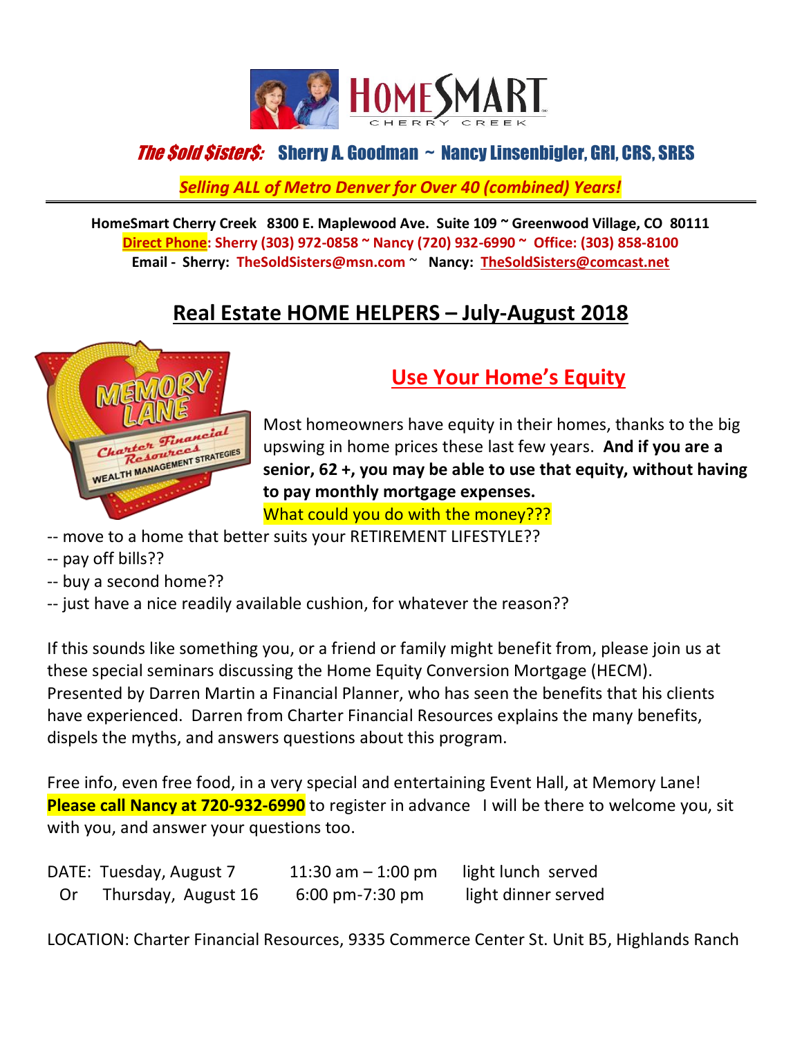**The $old $ister$: Sherry A. Goodman ~ Nancy Linsenbigler, GRI, CRS, SRES**

*Selling ALL of Metro Denver for Over 40 (combined) Years!*

---

**HomeSmart Cherry Creek 8300 E. Maplewood Ave. Suite 109 ~ Greenwood Village, CO 80111**
**Direct Phone: Sherry (303) 972-0858 ~ Nancy (720) 932-6990 ~ Office: (303) 858-8100**
**Email - Sherry: TheSoldSisters@msn.com ~ Nancy: TheSoldSisters@comcast.net**

# Real Estate HOME HELPERS – July-August 2018

## Use Your Home's Equity

Most homeowners have equity in their homes, thanks to the big upswing in home prices these last few years. **And if you are a senior, 62 +, you may be able to use that equity, without having to pay monthly mortgage expenses.**

What could you do with the money???

-- move to a home that better suits your RETIREMENT LIFESTYLE??
-- pay off bills??
-- buy a second home??
-- just have a nice readily available cushion, for whatever the reason??

If this sounds like something you, or a friend or family might benefit from, please join us at these special seminars discussing the Home Equity Conversion Mortgage (HECM). Presented by Darren Martin a Financial Planner, who has seen the benefits that his clients have experienced. Darren from Charter Financial Resources explains the many benefits, dispels the myths, and answers questions about this program.

Free info, even free food, in a very special and entertaining Event Hall, at Memory Lane! **Please call Nancy at 720-932-6990** to register in advance I will be there to welcome you, sit with you, and answer your questions too.

DATE: Tuesday, August 7 11:30 am – 1:00 pm light lunch served
Or Thursday, August 16 6:00 pm-7:30 pm light dinner served

LOCATION: Charter Financial Resources, 9335 Commerce Center St. Unit B5, Highlands Ranch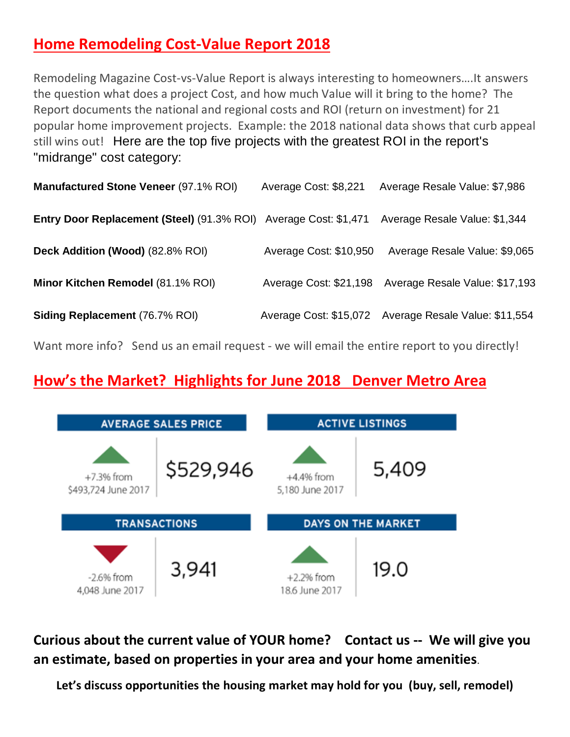## Home Remodeling Cost-Value Report 2018

Remodeling Magazine Cost-vs-Value Report is always interesting to homeowners….It answers the question what does a project Cost, and how much Value will it bring to the home? The Report documents the national and regional costs and ROI (return on investment) for 21 popular home improvement projects. Example: the 2018 national data shows that curb appeal still wins out! Here are the top five projects with the greatest ROI in the report's "midrange" cost category:

| | | |
|---|---|---|
| **Manufactured Stone Veneer** (97.1% ROI) | Average Cost: $8,221 | Average Resale Value: $7,986 |
| **Entry Door Replacement (Steel)** (91.3% ROI) | Average Cost: $1,471 | Average Resale Value: $1,344 |
| **Deck Addition (Wood)** (82.8% ROI) | Average Cost: $10,950 | Average Resale Value: $9,065 |
| **Minor Kitchen Remodel** (81.1% ROI) | Average Cost: $21,198 | Average Resale Value: $17,193 |
| **Siding Replacement** (76.7% ROI) | Average Cost: $15,072 | Average Resale Value: $11,554 |

Want more info? Send us an email request - we will email the entire report to you directly!

## How's the Market? Highlights for June 2018 Denver Metro Area

AVERAGE SALES PRICE

+7.3% from $493,724 June 2017

$529,946

ACTIVE LISTINGS

+4.4% from 5,180 June 2017

5,409

TRANSACTIONS

-2.6% from 4,048 June 2017

3,941

DAYS ON THE MARKET

+2.2% from 18.6 June 2017

19.0

**Curious about the current value of YOUR home? Contact us -- We will give you an estimate, based on properties in your area and your home amenities.**

**Let's discuss opportunities the housing market may hold for you (buy, sell, remodel)**